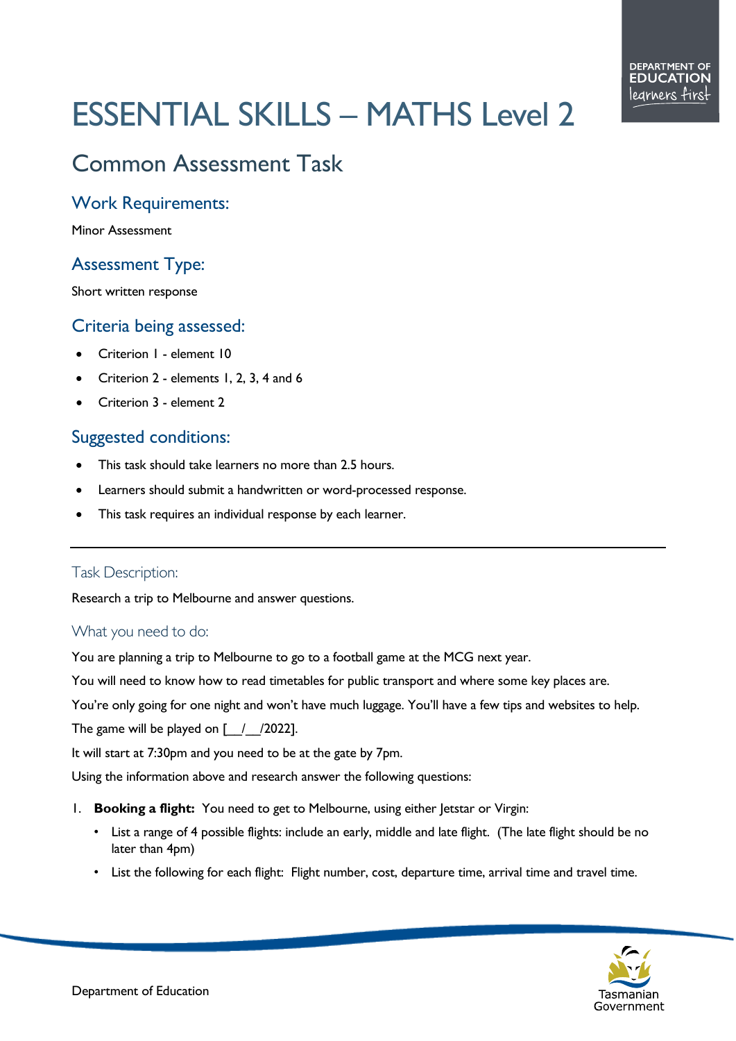# ESSENTIAL SKILLS – MATHS Level 2

## Common Assessment Task

### Work Requirements:

Minor Assessment

### Assessment Type:

Short written response

### Criteria being assessed:

- Criterion 1 - element 10
- Criterion 2 - elements 1, 2, 3, 4 and 6
- Criterion 3 - element 2

### Suggested conditions:

- This task should take learners no more than 2.5 hours.
- Learners should submit a handwritten or word-processed response.
- This task requires an individual response by each learner.

---

#### Task Description:

Research a trip to Melbourne and answer questions.

#### What you need to do:

You are planning a trip to Melbourne to go to a football game at the MCG next year.

You will need to know how to read timetables for public transport and where some key places are.

You're only going for one night and won't have much luggage. You'll have a few tips and websites to help.

The game will be played on [__/__/2022].

It will start at 7:30pm and you need to be at the gate by 7pm.

Using the information above and research answer the following questions:

1. **Booking a flight:** You need to get to Melbourne, using either Jetstar or Virgin:
   - List a range of 4 possible flights: include an early, middle and late flight. (The late flight should be no later than 4pm)
   - List the following for each flight: Flight number, cost, departure time, arrival time and travel time.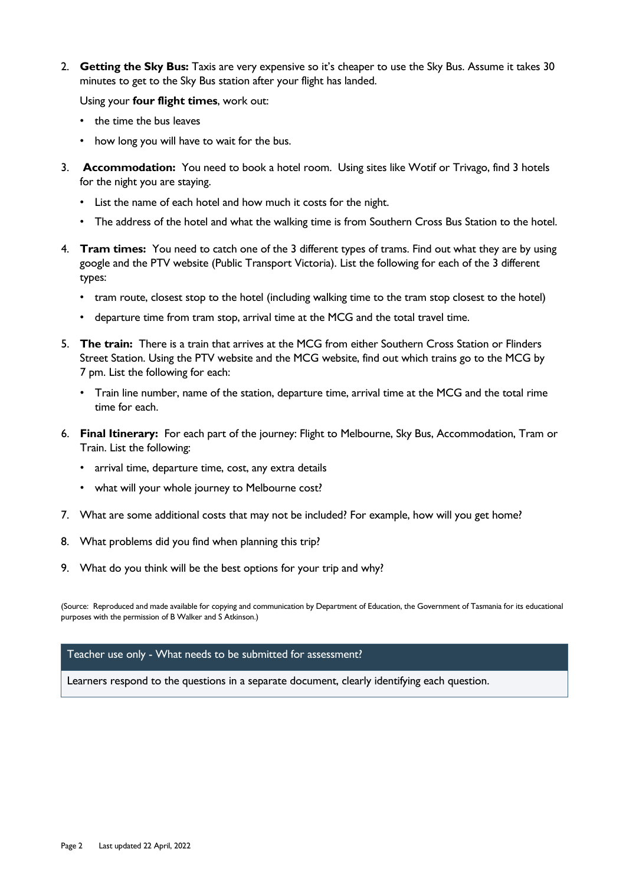2. **Getting the Sky Bus:** Taxis are very expensive so it's cheaper to use the Sky Bus. Assume it takes 30 minutes to get to the Sky Bus station after your flight has landed.

   Using your **four flight times**, work out:

   - the time the bus leaves
   - how long you will have to wait for the bus.

3. **Accommodation:** You need to book a hotel room. Using sites like Wotif or Trivago, find 3 hotels for the night you are staying.

   - List the name of each hotel and how much it costs for the night.
   - The address of the hotel and what the walking time is from Southern Cross Bus Station to the hotel.

4. **Tram times:** You need to catch one of the 3 different types of trams. Find out what they are by using google and the PTV website (Public Transport Victoria). List the following for each of the 3 different types:

   - tram route, closest stop to the hotel (including walking time to the tram stop closest to the hotel)
   - departure time from tram stop, arrival time at the MCG and the total travel time.

5. **The train:** There is a train that arrives at the MCG from either Southern Cross Station or Flinders Street Station. Using the PTV website and the MCG website, find out which trains go to the MCG by 7 pm. List the following for each:

   - Train line number, name of the station, departure time, arrival time at the MCG and the total rime time for each.

6. **Final Itinerary:** For each part of the journey: Flight to Melbourne, Sky Bus, Accommodation, Tram or Train. List the following:

   - arrival time, departure time, cost, any extra details
   - what will your whole journey to Melbourne cost?

7. What are some additional costs that may not be included? For example, how will you get home?

8. What problems did you find when planning this trip?

9. What do you think will be the best options for your trip and why?

(Source: Reproduced and made available for copying and communication by Department of Education, the Government of Tasmania for its educational purposes with the permission of B Walker and S Atkinson.)

| Teacher use only - What needs to be submitted for assessment? |
| --- |
| Learners respond to the questions in a separate document, clearly identifying each question. |